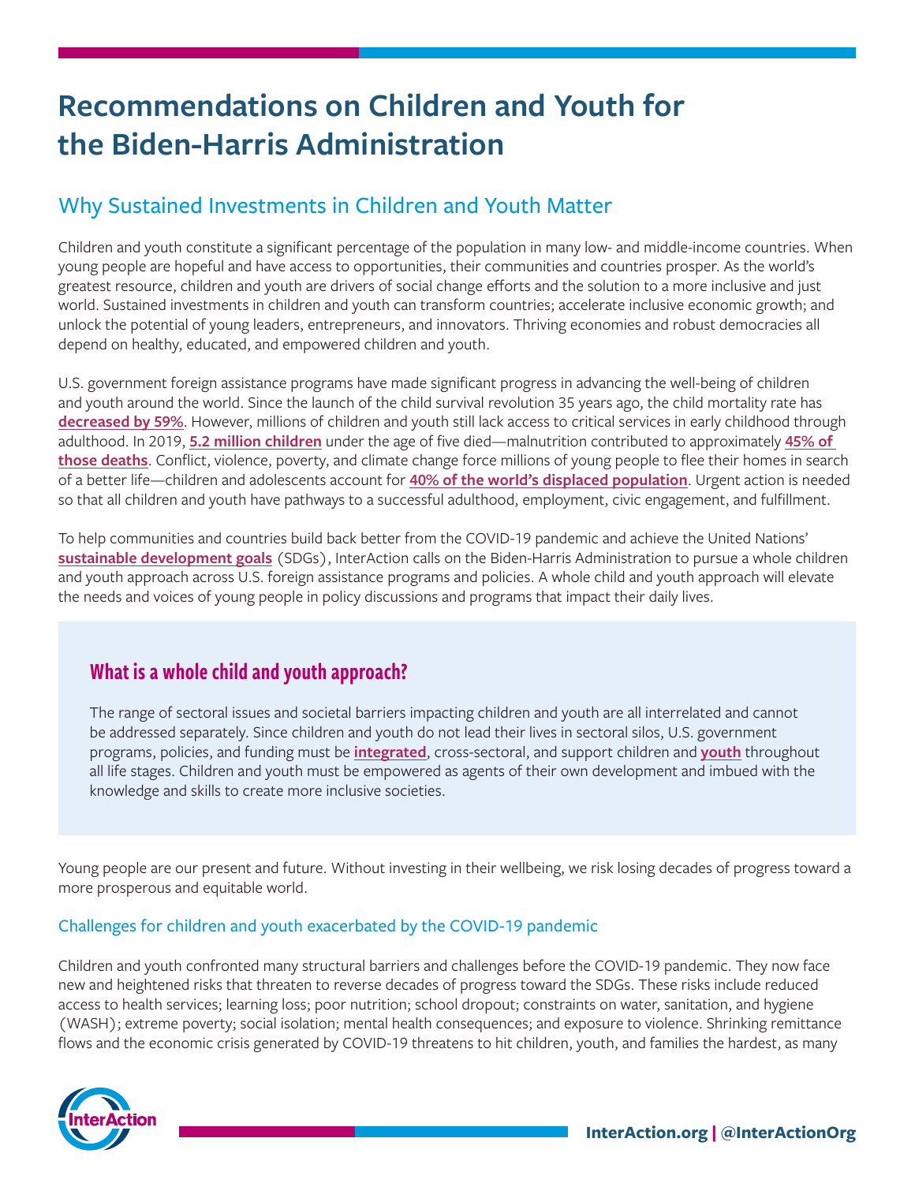# Recommendations on Children and Youth for the Biden-Harris Administration

## Why Sustained Investments in Children and Youth Matter

Children and youth constitute a significant percentage of the population in many low- and middle-income countries. When young people are hopeful and have access to opportunities, their communities and countries prosper. As the world's greatest resource, children and youth are drivers of social change efforts and the solution to a more inclusive and just world. Sustained investments in children and youth can transform countries; accelerate inclusive economic growth; and unlock the potential of young leaders, entrepreneurs, and innovators. Thriving economies and robust democracies all depend on healthy, educated, and empowered children and youth.

U.S. government foreign assistance programs have made significant progress in advancing the well-being of children and youth around the world. Since the launch of the child survival revolution 35 years ago, the child mortality rate has **decreased by 59%**. However, millions of children and youth still lack access to critical services in early childhood through adulthood. In 2019, **5.2 million children** under the age of five died—malnutrition contributed to approximately **45% of those deaths**. Conflict, violence, poverty, and climate change force millions of young people to flee their homes in search of a better life—children and adolescents account for **40% of the world's displaced population**. Urgent action is needed so that all children and youth have pathways to a successful adulthood, employment, civic engagement, and fulfillment.

To help communities and countries build back better from the COVID-19 pandemic and achieve the United Nations' **sustainable development goals** (SDGs), InterAction calls on the Biden-Harris Administration to pursue a whole children and youth approach across U.S. foreign assistance programs and policies. A whole child and youth approach will elevate the needs and voices of young people in policy discussions and programs that impact their daily lives.

### What is a whole child and youth approach?

The range of sectoral issues and societal barriers impacting children and youth are all interrelated and cannot be addressed separately. Since children and youth do not lead their lives in sectoral silos, U.S. government programs, policies, and funding must be **integrated**, cross-sectoral, and support children and **youth** throughout all life stages. Children and youth must be empowered as agents of their own development and imbued with the knowledge and skills to create more inclusive societies.

Young people are our present and future. Without investing in their wellbeing, we risk losing decades of progress toward a more prosperous and equitable world.

### Challenges for children and youth exacerbated by the COVID-19 pandemic

Children and youth confronted many structural barriers and challenges before the COVID-19 pandemic. They now face new and heightened risks that threaten to reverse decades of progress toward the SDGs. These risks include reduced access to health services; learning loss; poor nutrition; school dropout; constraints on water, sanitation, and hygiene (WASH); extreme poverty; social isolation; mental health consequences; and exposure to violence. Shrinking remittance flows and the economic crisis generated by COVID-19 threatens to hit children, youth, and families the hardest, as many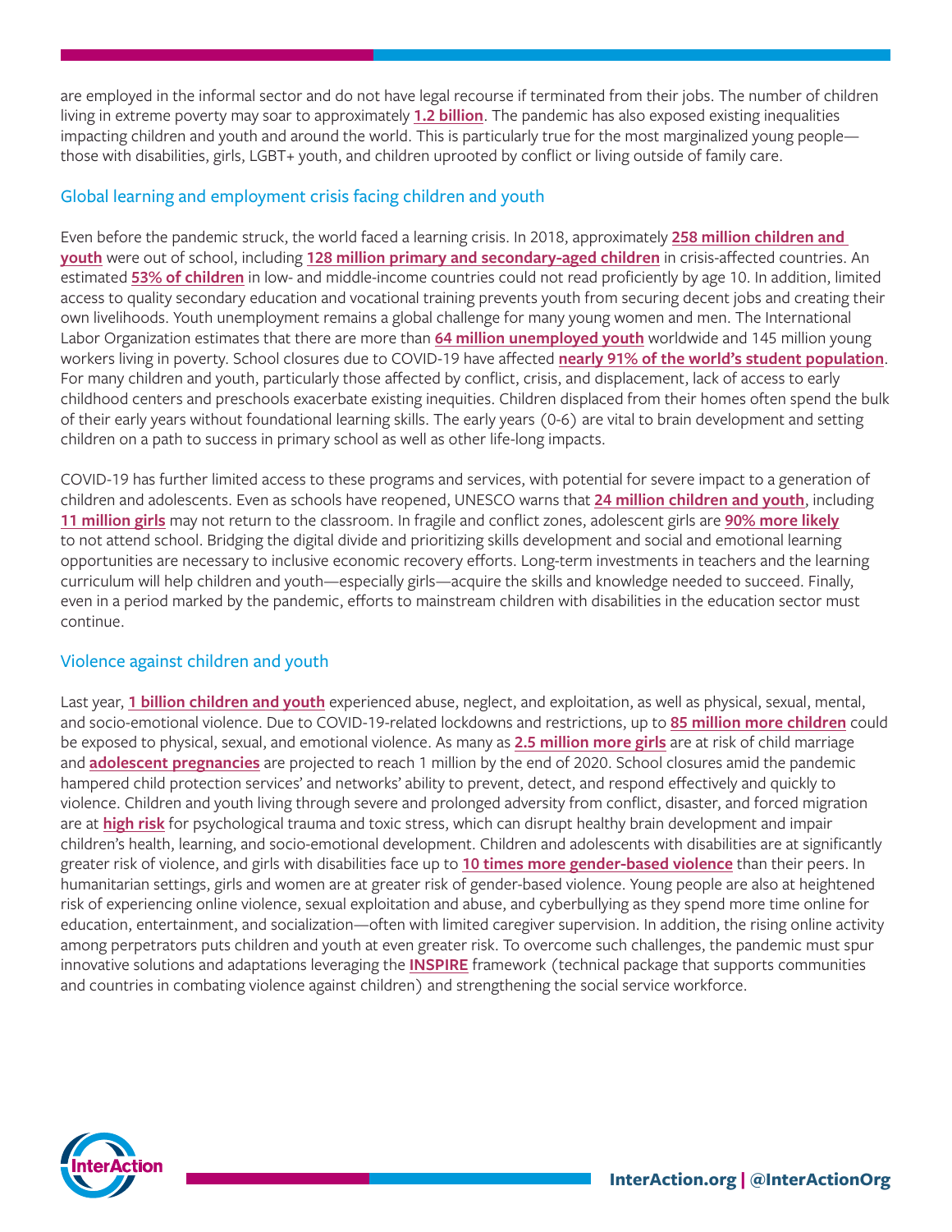are employed in the informal sector and do not have legal recourse if terminated from their jobs. The number of children living in extreme poverty may soar to approximately **1.2 billion**. The pandemic has also exposed existing inequalities impacting children and youth and around the world. This is particularly true for the most marginalized young people—those with disabilities, girls, LGBT+ youth, and children uprooted by conflict or living outside of family care.

## Global learning and employment crisis facing children and youth

Even before the pandemic struck, the world faced a learning crisis. In 2018, approximately **258 million children and youth** were out of school, including **128 million primary and secondary-aged children** in crisis-affected countries. An estimated **53% of children** in low- and middle-income countries could not read proficiently by age 10. In addition, limited access to quality secondary education and vocational training prevents youth from securing decent jobs and creating their own livelihoods. Youth unemployment remains a global challenge for many young women and men. The International Labor Organization estimates that there are more than **64 million unemployed youth** worldwide and 145 million young workers living in poverty. School closures due to COVID-19 have affected **nearly 91% of the world's student population**. For many children and youth, particularly those affected by conflict, crisis, and displacement, lack of access to early childhood centers and preschools exacerbate existing inequities. Children displaced from their homes often spend the bulk of their early years without foundational learning skills. The early years (0-6) are vital to brain development and setting children on a path to success in primary school as well as other life-long impacts.

COVID-19 has further limited access to these programs and services, with potential for severe impact to a generation of children and adolescents. Even as schools have reopened, UNESCO warns that **24 million children and youth**, including **11 million girls** may not return to the classroom. In fragile and conflict zones, adolescent girls are **90% more likely** to not attend school. Bridging the digital divide and prioritizing skills development and social and emotional learning opportunities are necessary to inclusive economic recovery efforts. Long-term investments in teachers and the learning curriculum will help children and youth—especially girls—acquire the skills and knowledge needed to succeed. Finally, even in a period marked by the pandemic, efforts to mainstream children with disabilities in the education sector must continue.

## Violence against children and youth

Last year, **1 billion children and youth** experienced abuse, neglect, and exploitation, as well as physical, sexual, mental, and socio-emotional violence. Due to COVID-19-related lockdowns and restrictions, up to **85 million more children** could be exposed to physical, sexual, and emotional violence. As many as **2.5 million more girls** are at risk of child marriage and **adolescent pregnancies** are projected to reach 1 million by the end of 2020. School closures amid the pandemic hampered child protection services' and networks' ability to prevent, detect, and respond effectively and quickly to violence. Children and youth living through severe and prolonged adversity from conflict, disaster, and forced migration are at **high risk** for psychological trauma and toxic stress, which can disrupt healthy brain development and impair children's health, learning, and socio-emotional development. Children and adolescents with disabilities are at significantly greater risk of violence, and girls with disabilities face up to **10 times more gender-based violence** than their peers. In humanitarian settings, girls and women are at greater risk of gender-based violence. Young people are also at heightened risk of experiencing online violence, sexual exploitation and abuse, and cyberbullying as they spend more time online for education, entertainment, and socialization—often with limited caregiver supervision. In addition, the rising online activity among perpetrators puts children and youth at even greater risk. To overcome such challenges, the pandemic must spur innovative solutions and adaptations leveraging the **INSPIRE** framework (technical package that supports communities and countries in combating violence against children) and strengthening the social service workforce.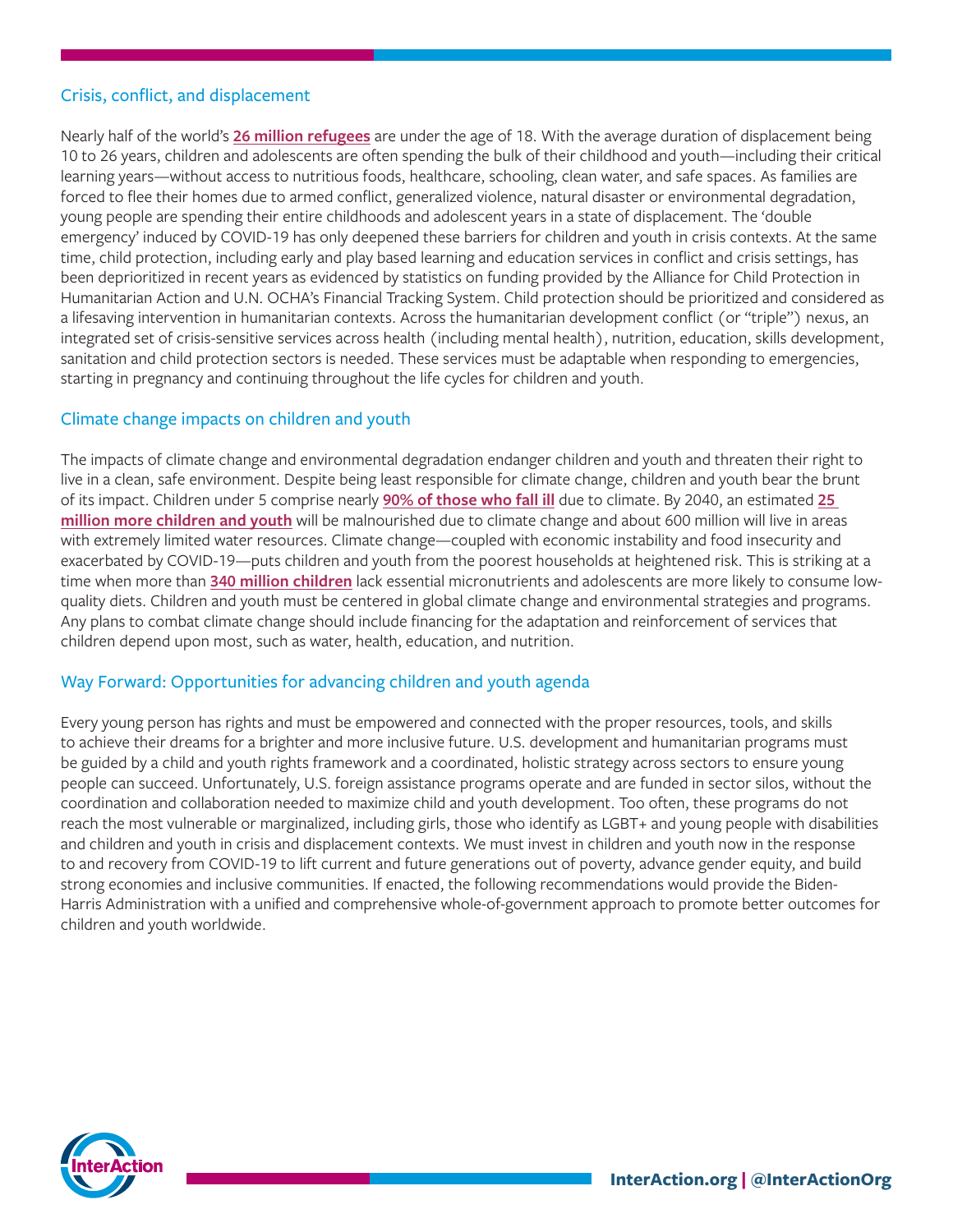## Crisis, conflict, and displacement

Nearly half of the world's **26 million refugees** are under the age of 18. With the average duration of displacement being 10 to 26 years, children and adolescents are often spending the bulk of their childhood and youth—including their critical learning years—without access to nutritious foods, healthcare, schooling, clean water, and safe spaces. As families are forced to flee their homes due to armed conflict, generalized violence, natural disaster or environmental degradation, young people are spending their entire childhoods and adolescent years in a state of displacement. The 'double emergency' induced by COVID-19 has only deepened these barriers for children and youth in crisis contexts. At the same time, child protection, including early and play based learning and education services in conflict and crisis settings, has been deprioritized in recent years as evidenced by statistics on funding provided by the Alliance for Child Protection in Humanitarian Action and U.N. OCHA's Financial Tracking System. Child protection should be prioritized and considered as a lifesaving intervention in humanitarian contexts. Across the humanitarian development conflict (or "triple") nexus, an integrated set of crisis-sensitive services across health (including mental health), nutrition, education, skills development, sanitation and child protection sectors is needed. These services must be adaptable when responding to emergencies, starting in pregnancy and continuing throughout the life cycles for children and youth.

## Climate change impacts on children and youth

The impacts of climate change and environmental degradation endanger children and youth and threaten their right to live in a clean, safe environment. Despite being least responsible for climate change, children and youth bear the brunt of its impact. Children under 5 comprise nearly **90% of those who fall ill** due to climate. By 2040, an estimated **25 million more children and youth** will be malnourished due to climate change and about 600 million will live in areas with extremely limited water resources. Climate change—coupled with economic instability and food insecurity and exacerbated by COVID-19—puts children and youth from the poorest households at heightened risk. This is striking at a time when more than **340 million children** lack essential micronutrients and adolescents are more likely to consume low-quality diets. Children and youth must be centered in global climate change and environmental strategies and programs. Any plans to combat climate change should include financing for the adaptation and reinforcement of services that children depend upon most, such as water, health, education, and nutrition.

## Way Forward: Opportunities for advancing children and youth agenda

Every young person has rights and must be empowered and connected with the proper resources, tools, and skills to achieve their dreams for a brighter and more inclusive future. U.S. development and humanitarian programs must be guided by a child and youth rights framework and a coordinated, holistic strategy across sectors to ensure young people can succeed. Unfortunately, U.S. foreign assistance programs operate and are funded in sector silos, without the coordination and collaboration needed to maximize child and youth development. Too often, these programs do not reach the most vulnerable or marginalized, including girls, those who identify as LGBT+ and young people with disabilities and children and youth in crisis and displacement contexts. We must invest in children and youth now in the response to and recovery from COVID-19 to lift current and future generations out of poverty, advance gender equity, and build strong economies and inclusive communities. If enacted, the following recommendations would provide the Biden-Harris Administration with a unified and comprehensive whole-of-government approach to promote better outcomes for children and youth worldwide.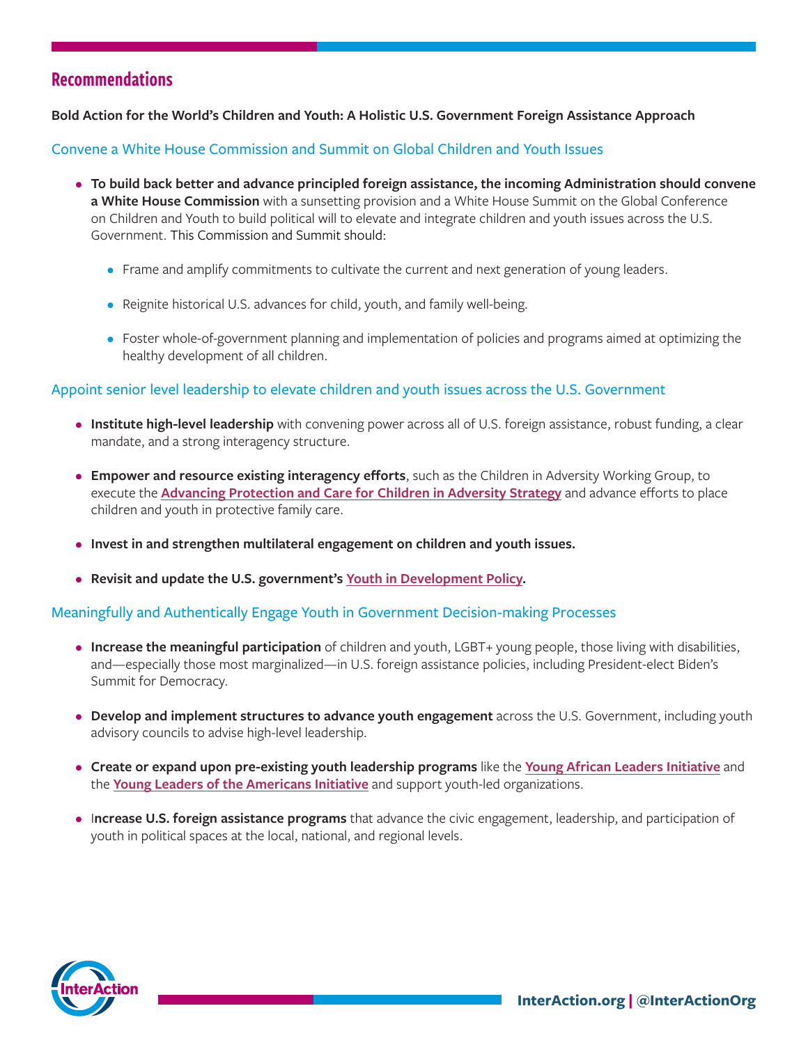## Recommendations

**Bold Action for the World's Children and Youth: A Holistic U.S. Government Foreign Assistance Approach**

### Convene a White House Commission and Summit on Global Children and Youth Issues

- **To build back better and advance principled foreign assistance, the incoming Administration should convene a White House Commission** with a sunsetting provision and a White House Summit on the Global Conference on Children and Youth to build political will to elevate and integrate children and youth issues across the U.S. Government. This Commission and Summit should:
  - Frame and amplify commitments to cultivate the current and next generation of young leaders.
  - Reignite historical U.S. advances for child, youth, and family well-being.
  - Foster whole-of-government planning and implementation of policies and programs aimed at optimizing the healthy development of all children.

### Appoint senior level leadership to elevate children and youth issues across the U.S. Government

- **Institute high-level leadership** with convening power across all of U.S. foreign assistance, robust funding, a clear mandate, and a strong interagency structure.
- **Empower and resource existing interagency efforts**, such as the Children in Adversity Working Group, to execute the **Advancing Protection and Care for Children in Adversity Strategy** and advance efforts to place children and youth in protective family care.
- **Invest in and strengthen multilateral engagement on children and youth issues.**
- **Revisit and update the U.S. government's Youth in Development Policy.**

### Meaningfully and Authentically Engage Youth in Government Decision-making Processes

- **Increase the meaningful participation** of children and youth, LGBT+ young people, those living with disabilities, and—especially those most marginalized—in U.S. foreign assistance policies, including President-elect Biden's Summit for Democracy.
- **Develop and implement structures to advance youth engagement** across the U.S. Government, including youth advisory councils to advise high-level leadership.
- **Create or expand upon pre-existing youth leadership programs** like the **Young African Leaders Initiative** and the **Young Leaders of the Americans Initiative** and support youth-led organizations.
- I**ncrease U.S. foreign assistance programs** that advance the civic engagement, leadership, and participation of youth in political spaces at the local, national, and regional levels.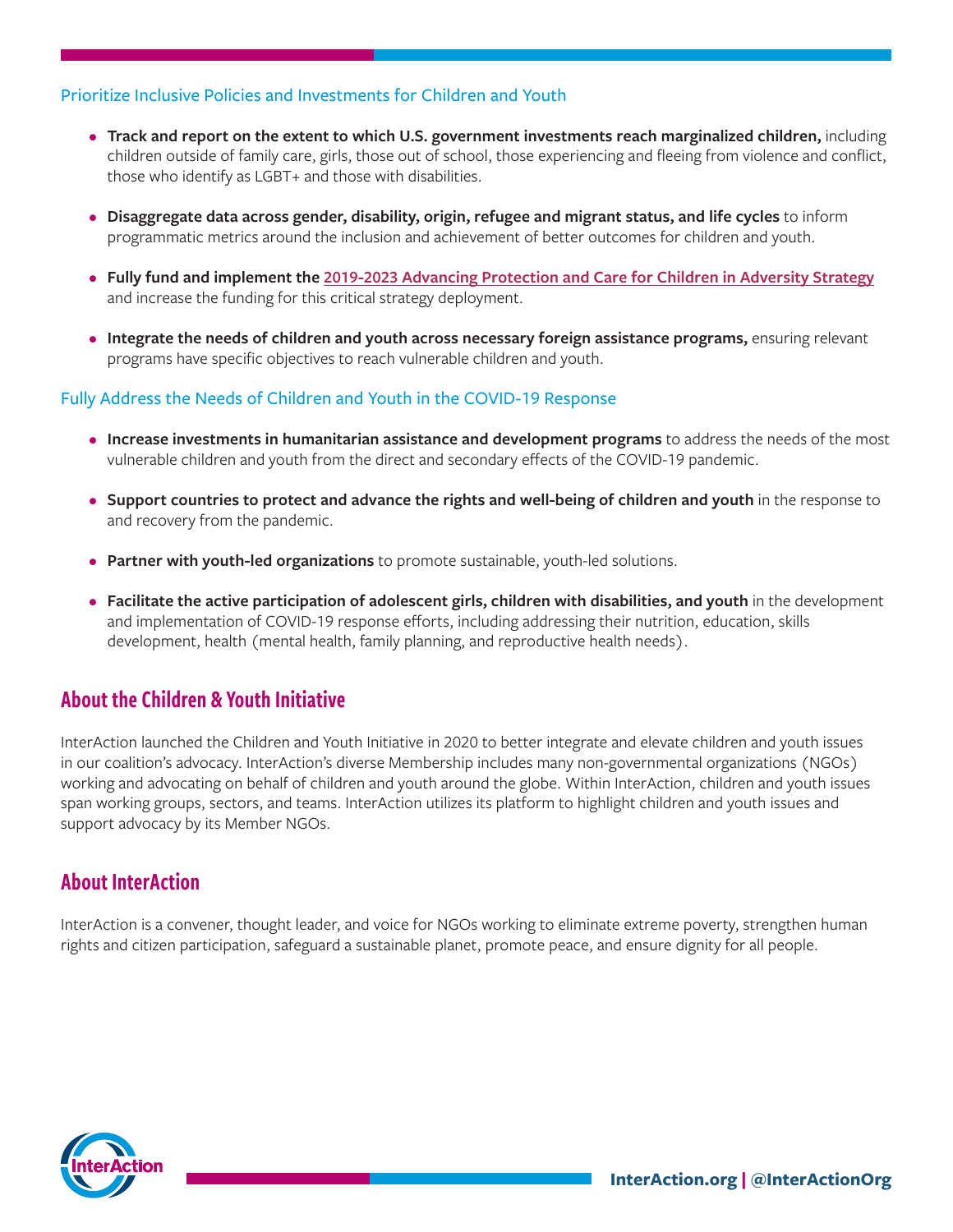### Prioritize Inclusive Policies and Investments for Children and Youth

- **Track and report on the extent to which U.S. government investments reach marginalized children,** including children outside of family care, girls, those out of school, those experiencing and fleeing from violence and conflict, those who identify as LGBT+ and those with disabilities.
- **Disaggregate data across gender, disability, origin, refugee and migrant status, and life cycles** to inform programmatic metrics around the inclusion and achievement of better outcomes for children and youth.
- **Fully fund and implement the 2019-2023 Advancing Protection and Care for Children in Adversity Strategy** and increase the funding for this critical strategy deployment.
- **Integrate the needs of children and youth across necessary foreign assistance programs,** ensuring relevant programs have specific objectives to reach vulnerable children and youth.

### Fully Address the Needs of Children and Youth in the COVID-19 Response

- **Increase investments in humanitarian assistance and development programs** to address the needs of the most vulnerable children and youth from the direct and secondary effects of the COVID-19 pandemic.
- **Support countries to protect and advance the rights and well-being of children and youth** in the response to and recovery from the pandemic.
- **Partner with youth-led organizations** to promote sustainable, youth-led solutions.
- **Facilitate the active participation of adolescent girls, children with disabilities, and youth** in the development and implementation of COVID-19 response efforts, including addressing their nutrition, education, skills development, health (mental health, family planning, and reproductive health needs).

## About the Children & Youth Initiative

InterAction launched the Children and Youth Initiative in 2020 to better integrate and elevate children and youth issues in our coalition's advocacy. InterAction's diverse Membership includes many non-governmental organizations (NGOs) working and advocating on behalf of children and youth around the globe. Within InterAction, children and youth issues span working groups, sectors, and teams. InterAction utilizes its platform to highlight children and youth issues and support advocacy by its Member NGOs.

## About InterAction

InterAction is a convener, thought leader, and voice for NGOs working to eliminate extreme poverty, strengthen human rights and citizen participation, safeguard a sustainable planet, promote peace, and ensure dignity for all people.

InterAction.org | @InterActionOrg